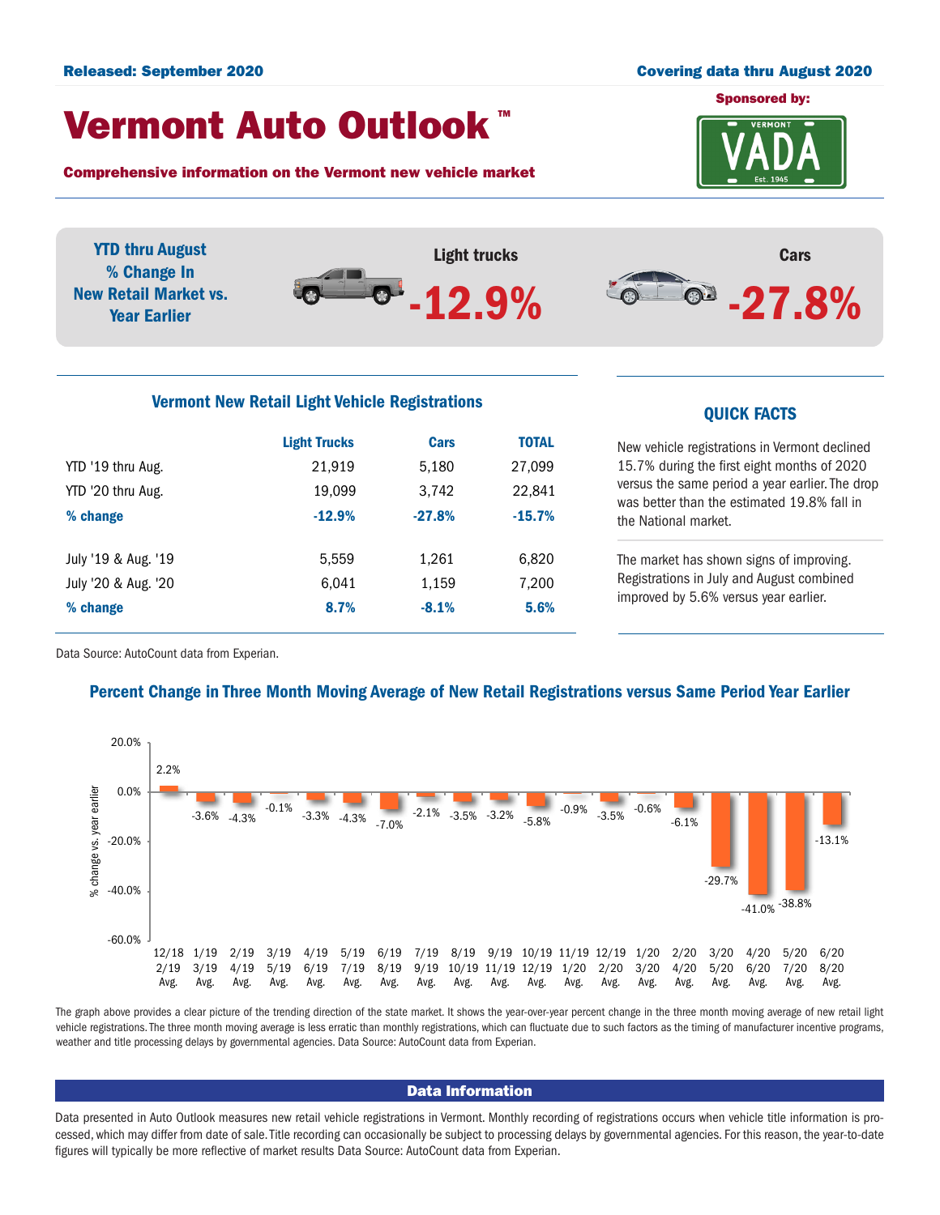Released: September 2020

Covering data thru August 2020

# Vermont Auto Outlook ™

**Comprehensive information on the Vermont new vehicle market**

Sponsored by: VADA

**YTD thru August % Change In New Retail Market vs. Year Earlier**

**Light trucks** -12.9%

**Cars** -27.8%

## Vermont New Retail Light Vehicle Registrations

| | Light Trucks | Cars | TOTAL |
|---|---|---|---|
| YTD '19 thru Aug. | 21,919 | 5,180 | 27,099 |
| YTD '20 thru Aug. | 19,099 | 3,742 | 22,841 |
| **% change** | **-12.9%** | **-27.8%** | **-15.7%** |
| July '19 & Aug. '19 | 5,559 | 1,261 | 6,820 |
| July '20 & Aug. '20 | 6,041 | 1,159 | 7,200 |
| **% change** | **8.7%** | **-8.1%** | **5.6%** |

Data Source: AutoCount data from Experian.

## QUICK FACTS

New vehicle registrations in Vermont declined 15.7% during the first eight months of 2020 versus the same period a year earlier. The drop was better than the estimated 19.8% fall in the National market.

The market has shown signs of improving. Registrations in July and August combined improved by 5.6% versus year earlier.

## Percent Change in Three Month Moving Average of New Retail Registrations versus Same Period Year Earlier

| Period | % change vs. year earlier |
|---|---|
| 12/18 2/19 Avg. | 2.2% |
| 1/19 3/19 Avg. | -3.6% |
| 2/19 4/19 Avg. | -4.3% |
| 3/19 5/19 Avg. | -0.1% |
| 4/19 6/19 Avg. | -3.3% |
| 5/19 7/19 Avg. | -4.3% |
| 6/19 8/19 Avg. | -7.0% |
| 7/19 9/19 Avg. | -2.1% |
| 8/19 10/19 Avg. | -3.5% |
| 9/19 11/19 Avg. | -3.2% |
| 10/19 12/19 Avg. | -5.8% |
| 11/19 1/20 Avg. | -0.9% |
| 12/19 2/20 Avg. | -3.5% |
| 1/20 3/20 Avg. | -0.6% |
| 2/20 4/20 Avg. | -6.1% |
| 3/20 5/20 Avg. | -29.7% |
| 4/20 6/20 Avg. | -41.0% |
| 5/20 7/20 Avg. | -38.8% |
| 6/20 8/20 Avg. | -13.1% |

The graph above provides a clear picture of the trending direction of the state market. It shows the year-over-year percent change in the three month moving average of new retail light vehicle registrations. The three month moving average is less erratic than monthly registrations, which can fluctuate due to such factors as the timing of manufacturer incentive programs, weather and title processing delays by governmental agencies. Data Source: AutoCount data from Experian.

## Data Information

Data presented in Auto Outlook measures new retail vehicle registrations in Vermont. Monthly recording of registrations occurs when vehicle title information is processed, which may differ from date of sale. Title recording can occasionally be subject to processing delays by governmental agencies. For this reason, the year-to-date figures will typically be more reflective of market results Data Source: AutoCount data from Experian.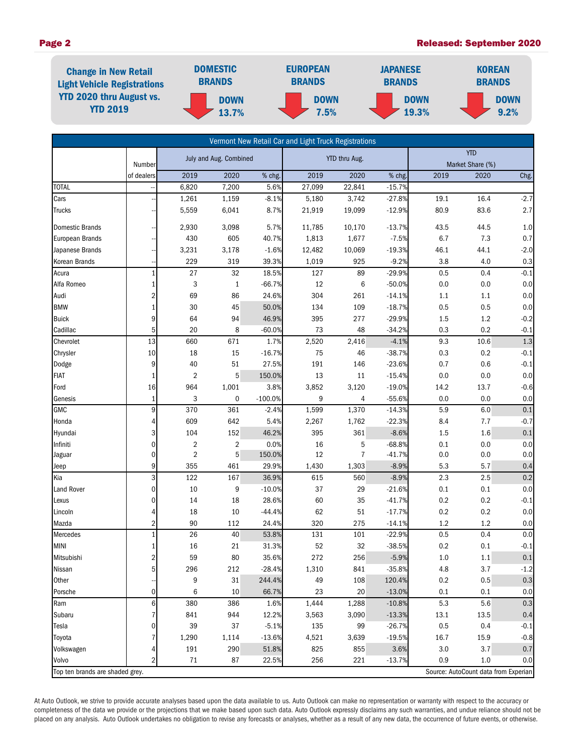**Change in New Retail Light Vehicle Registrations YTD 2020 thru August vs. YTD 2019**

| DOMESTIC BRANDS | EUROPEAN BRANDS | JAPANESE BRANDS | KOREAN BRANDS |
|---|---|---|---|
| DOWN 13.7% | DOWN 7.5% | DOWN 19.3% | DOWN 9.2% |

**Vermont New Retail Car and Light Truck Registrations**

| | Number | July and Aug. Combined | | | YTD thru Aug. | | | YTD Market Share (%) | | |
|---|---|---|---|---|---|---|---|---|---|---|
| | of dealers | 2019 | 2020 | % chg. | 2019 | 2020 | % chg. | 2019 | 2020 | Chg. |
| TOTAL | -- | 6,820 | 7,200 | 5.6% | 27,099 | 22,841 | -15.7% | | | |
| Cars | -- | 1,261 | 1,159 | -8.1% | 5,180 | 3,742 | -27.8% | 19.1 | 16.4 | -2.7 |
| Trucks | -- | 5,559 | 6,041 | 8.7% | 21,919 | 19,099 | -12.9% | 80.9 | 83.6 | 2.7 |
| Domestic Brands | -- | 2,930 | 3,098 | 5.7% | 11,785 | 10,170 | -13.7% | 43.5 | 44.5 | 1.0 |
| European Brands | -- | 430 | 605 | 40.7% | 1,813 | 1,677 | -7.5% | 6.7 | 7.3 | 0.7 |
| Japanese Brands | -- | 3,231 | 3,178 | -1.6% | 12,482 | 10,069 | -19.3% | 46.1 | 44.1 | -2.0 |
| Korean Brands | -- | 229 | 319 | 39.3% | 1,019 | 925 | -9.2% | 3.8 | 4.0 | 0.3 |
| Acura | 1 | 27 | 32 | 18.5% | 127 | 89 | -29.9% | 0.5 | 0.4 | -0.1 |
| Alfa Romeo | 1 | 3 | 1 | -66.7% | 12 | 6 | -50.0% | 0.0 | 0.0 | 0.0 |
| Audi | 2 | 69 | 86 | 24.6% | 304 | 261 | -14.1% | 1.1 | 1.1 | 0.0 |
| BMW | 1 | 30 | 45 | 50.0% | 134 | 109 | -18.7% | 0.5 | 0.5 | 0.0 |
| Buick | 9 | 64 | 94 | 46.9% | 395 | 277 | -29.9% | 1.5 | 1.2 | -0.2 |
| Cadillac | 5 | 20 | 8 | -60.0% | 73 | 48 | -34.2% | 0.3 | 0.2 | -0.1 |
| Chevrolet | 13 | 660 | 671 | 1.7% | 2,520 | 2,416 | -4.1% | 9.3 | 10.6 | 1.3 |
| Chrysler | 10 | 18 | 15 | -16.7% | 75 | 46 | -38.7% | 0.3 | 0.2 | -0.1 |
| Dodge | 9 | 40 | 51 | 27.5% | 191 | 146 | -23.6% | 0.7 | 0.6 | -0.1 |
| FIAT | 1 | 2 | 5 | 150.0% | 13 | 11 | -15.4% | 0.0 | 0.0 | 0.0 |
| Ford | 16 | 964 | 1,001 | 3.8% | 3,852 | 3,120 | -19.0% | 14.2 | 13.7 | -0.6 |
| Genesis | 1 | 3 | 0 | -100.0% | 9 | 4 | -55.6% | 0.0 | 0.0 | 0.0 |
| GMC | 9 | 370 | 361 | -2.4% | 1,599 | 1,370 | -14.3% | 5.9 | 6.0 | 0.1 |
| Honda | 4 | 609 | 642 | 5.4% | 2,267 | 1,762 | -22.3% | 8.4 | 7.7 | -0.7 |
| Hyundai | 3 | 104 | 152 | 46.2% | 395 | 361 | -8.6% | 1.5 | 1.6 | 0.1 |
| Infiniti | 0 | 2 | 2 | 0.0% | 16 | 5 | -68.8% | 0.1 | 0.0 | 0.0 |
| Jaguar | 0 | 2 | 5 | 150.0% | 12 | 7 | -41.7% | 0.0 | 0.0 | 0.0 |
| Jeep | 9 | 355 | 461 | 29.9% | 1,430 | 1,303 | -8.9% | 5.3 | 5.7 | 0.4 |
| Kia | 3 | 122 | 167 | 36.9% | 615 | 560 | -8.9% | 2.3 | 2.5 | 0.2 |
| Land Rover | 0 | 10 | 9 | -10.0% | 37 | 29 | -21.6% | 0.1 | 0.1 | 0.0 |
| Lexus | 0 | 14 | 18 | 28.6% | 60 | 35 | -41.7% | 0.2 | 0.2 | -0.1 |
| Lincoln | 4 | 18 | 10 | -44.4% | 62 | 51 | -17.7% | 0.2 | 0.2 | 0.0 |
| Mazda | 2 | 90 | 112 | 24.4% | 320 | 275 | -14.1% | 1.2 | 1.2 | 0.0 |
| Mercedes | 1 | 26 | 40 | 53.8% | 131 | 101 | -22.9% | 0.5 | 0.4 | 0.0 |
| MINI | 1 | 16 | 21 | 31.3% | 52 | 32 | -38.5% | 0.2 | 0.1 | -0.1 |
| Mitsubishi | 2 | 59 | 80 | 35.6% | 272 | 256 | -5.9% | 1.0 | 1.1 | 0.1 |
| Nissan | 5 | 296 | 212 | -28.4% | 1,310 | 841 | -35.8% | 4.8 | 3.7 | -1.2 |
| Other | -- | 9 | 31 | 244.4% | 49 | 108 | 120.4% | 0.2 | 0.5 | 0.3 |
| Porsche | 0 | 6 | 10 | 66.7% | 23 | 20 | -13.0% | 0.1 | 0.1 | 0.0 |
| Ram | 6 | 380 | 386 | 1.6% | 1,444 | 1,288 | -10.8% | 5.3 | 5.6 | 0.3 |
| Subaru | 7 | 841 | 944 | 12.2% | 3,563 | 3,090 | -13.3% | 13.1 | 13.5 | 0.4 |
| Tesla | 0 | 39 | 37 | -5.1% | 135 | 99 | -26.7% | 0.5 | 0.4 | -0.1 |
| Toyota | 7 | 1,290 | 1,114 | -13.6% | 4,521 | 3,639 | -19.5% | 16.7 | 15.9 | -0.8 |
| Volkswagen | 4 | 191 | 290 | 51.8% | 825 | 855 | 3.6% | 3.0 | 3.7 | 0.7 |
| Volvo | 2 | 71 | 87 | 22.5% | 256 | 221 | -13.7% | 0.9 | 1.0 | 0.0 |

Top ten brands are shaded grey.

Source: AutoCount data from Experian

At Auto Outlook, we strive to provide accurate analyses based upon the data available to us. Auto Outlook can make no representation or warranty with respect to the accuracy or completeness of the data we provide or the projections that we make based upon such data. Auto Outlook expressly disclaims any such warranties, and undue reliance should not be placed on any analysis. Auto Outlook undertakes no obligation to revise any forecasts or analyses, whether as a result of any new data, the occurrence of future events, or otherwise.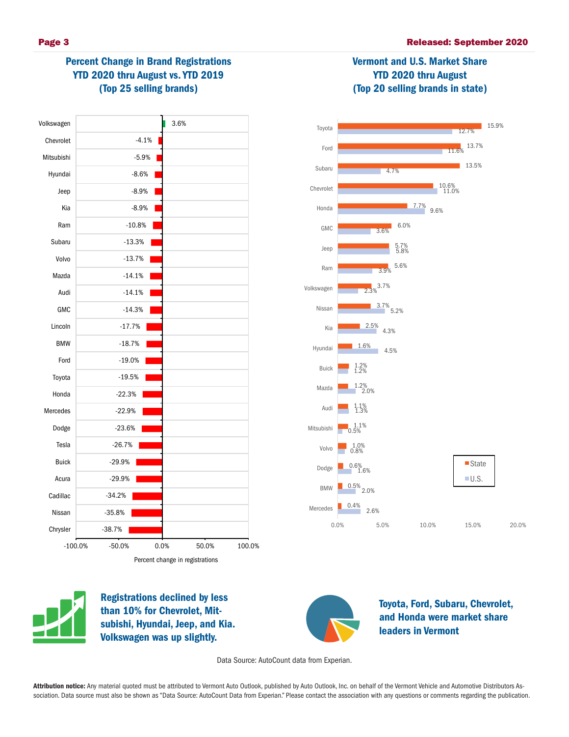## Percent Change in Brand Registrations YTD 2020 thru August vs. YTD 2019 (Top 25 selling brands)

| Brand | Percent change in registrations |
|---|---|
| Volkswagen | 3.6% |
| Chevrolet | -4.1% |
| Mitsubishi | -5.9% |
| Hyundai | -8.6% |
| Jeep | -8.9% |
| Kia | -8.9% |
| Ram | -10.8% |
| Subaru | -13.3% |
| Volvo | -13.7% |
| Mazda | -14.1% |
| Audi | -14.1% |
| GMC | -14.3% |
| Lincoln | -17.7% |
| BMW | -18.7% |
| Ford | -19.0% |
| Toyota | -19.5% |
| Honda | -22.3% |
| Mercedes | -22.9% |
| Dodge | -23.6% |
| Tesla | -26.7% |
| Buick | -29.9% |
| Acura | -29.9% |
| Cadillac | -34.2% |
| Nissan | -35.8% |
| Chrysler | -38.7% |

## Vermont and U.S. Market Share YTD 2020 thru August (Top 20 selling brands in state)

| Brand | State | U.S. |
|---|---|---|
| Toyota | 15.9% | 12.7% |
| Ford | 13.7% | 11.6% |
| Subaru | 13.5% | 4.7% |
| Chevrolet | 10.6% | 11.0% |
| Honda | 7.7% | 9.6% |
| GMC | 6.0% | 3.6% |
| Jeep | 5.7% | 5.8% |
| Ram | 5.6% | 3.9% |
| Volkswagen | 3.7% | 2.3% |
| Nissan | 3.7% | 5.2% |
| Kia | 2.5% | 4.3% |
| Hyundai | 1.6% | 4.5% |
| Buick | 1.2% | 1.2% |
| Mazda | 1.2% | 2.0% |
| Audi | 1.1% | 1.3% |
| Mitsubishi | 1.1% | 0.5% |
| Volvo | 1.0% | 0.8% |
| Dodge | 0.6% | 1.6% |
| BMW | 0.5% | 2.0% |
| Mercedes | 0.4% | 2.6% |

**Registrations declined by less than 10% for Chevrolet, Mitsubishi, Hyundai, Jeep, and Kia. Volkswagen was up slightly.**

**Toyota, Ford, Subaru, Chevrolet, and Honda were market share leaders in Vermont**

Data Source: AutoCount data from Experian.

**Attribution notice:** Any material quoted must be attributed to Vermont Auto Outlook, published by Auto Outlook, Inc. on behalf of the Vermont Vehicle and Automotive Distributors Association. Data source must also be shown as "Data Source: AutoCount Data from Experian." Please contact the association with any questions or comments regarding the publication.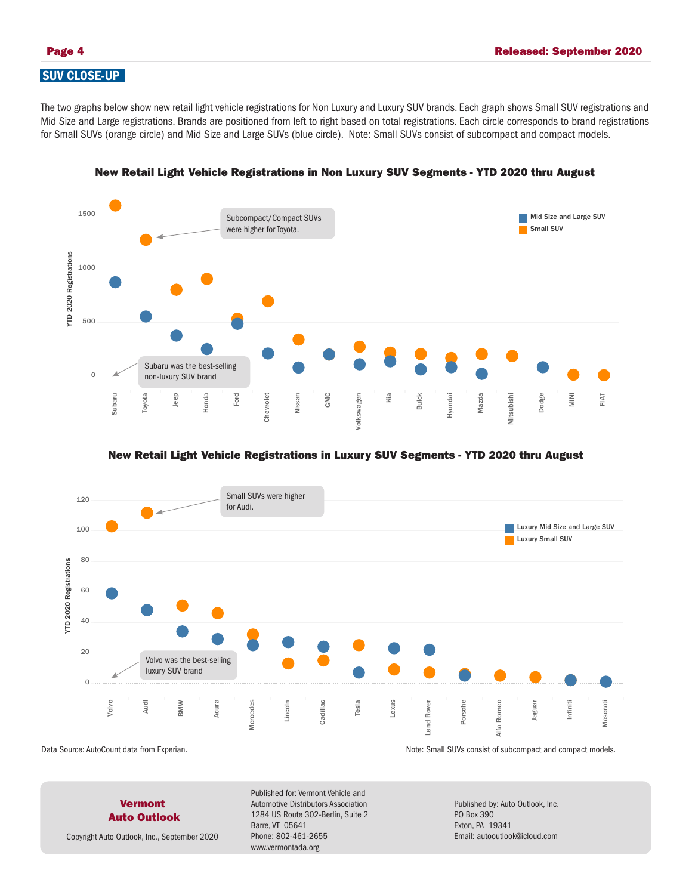## SUV CLOSE-UP

The two graphs below show new retail light vehicle registrations for Non Luxury and Luxury SUV brands. Each graph shows Small SUV registrations and Mid Size and Large registrations. Brands are positioned from left to right based on total registrations. Each circle corresponds to brand registrations for Small SUVs (orange circle) and Mid Size and Large SUVs (blue circle). Note: Small SUVs consist of subcompact and compact models.

### New Retail Light Vehicle Registrations in Non Luxury SUV Segments - YTD 2020 thru August

YTD 2020 Registrations

0
500
1000
1500

Mid Size and Large SUV
Small SUV

Subcompact/Compact SUVs were higher for Toyota.

Subaru was the best-selling non-luxury SUV brand

Subaru
Toyota
Jeep
Honda
Ford
Chevrolet
Nissan
GMC
Volkswagen
Kia
Buick
Hyundai
Mazda
Mitsubishi
Dodge
MINI
FIAT

### New Retail Light Vehicle Registrations in Luxury SUV Segments - YTD 2020 thru August

YTD 2020 Registrations

0
20
40
60
80
100
120

Luxury Mid Size and Large SUV
Luxury Small SUV

Small SUVs were higher for Audi.

Volvo was the best-selling luxury SUV brand

Volvo
Audi
BMW
Acura
Mercedes
Lincoln
Cadillac
Tesla
Lexus
Land Rover
Porsche
Alfa Romeo
Jaguar
Infiniti
Maserati

Data Source: AutoCount data from Experian.

Note: Small SUVs consist of subcompact and compact models.

**Vermont Auto Outlook**

Copyright Auto Outlook, Inc., September 2020

Published for: Vermont Vehicle and Automotive Distributors Association
1284 US Route 302-Berlin, Suite 2
Barre, VT 05641
Phone: 802-461-2655
www.vermontada.org

Published by: Auto Outlook, Inc.
PO Box 390
Exton, PA 19341
Email: autooutlook@icloud.com